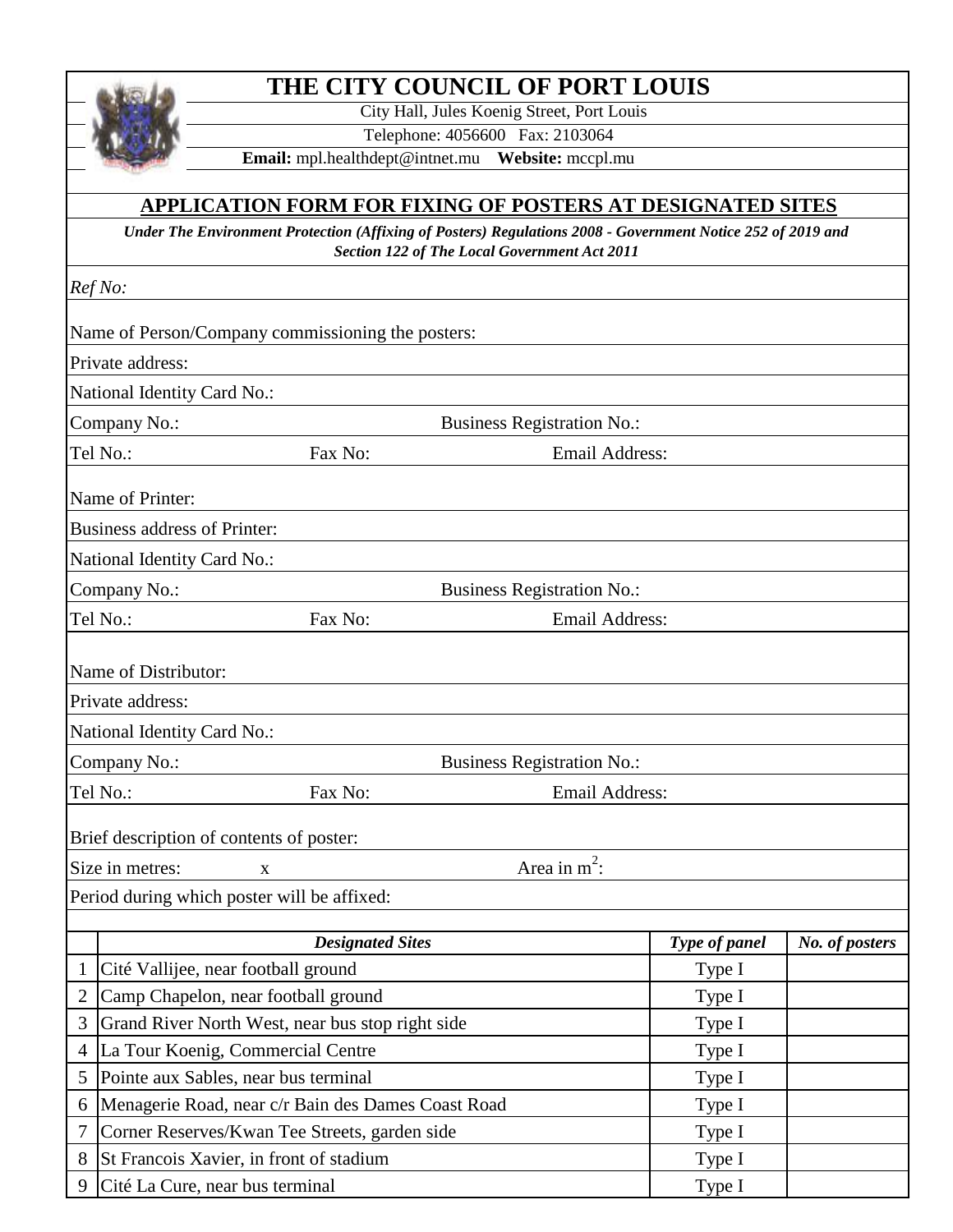# THE CITY COUNCIL OF PORT LOUIS

City Hall, Jules Koenig Street, Port Louis

Telephone: 4056600 Fax: 2103064

**Email:** mpl.healthdept@intnet.mu **Website:** mccpl.mu

## APPLICATION FORM FOR FIXING OF POSTERS AT DESIGNATED SITES

***Under The Environment Protection (Affixing of Posters) Regulations 2008 - Government Notice 252 of 2019 and Section 122 of The Local Government Act 2011***

*Ref No:*

Name of Person/Company commissioning the posters:

Private address:

National Identity Card No.:

Company No.: Business Registration No.:

Tel No.: Fax No: Email Address:

Name of Printer:

Business address of Printer:

National Identity Card No.:

Company No.: Business Registration No.:

Tel No.: Fax No: Email Address:

Name of Distributor:

Private address:

National Identity Card No.:

Company No.: Business Registration No.:

Tel No.: Fax No: Email Address:

Brief description of contents of poster:

Size in metres: x Area in $m^2$:

Period during which poster will be affixed:

| | ***Designated Sites*** | ***Type of panel*** | ***No. of posters*** |
|---|---|---|---|
| 1 | Cité Vallijee, near football ground | Type I | |
| 2 | Camp Chapelon, near football ground | Type I | |
| 3 | Grand River North West, near bus stop right side | Type I | |
| 4 | La Tour Koenig, Commercial Centre | Type I | |
| 5 | Pointe aux Sables, near bus terminal | Type I | |
| 6 | Menagerie Road, near c/r Bain des Dames Coast Road | Type I | |
| 7 | Corner Reserves/Kwan Tee Streets, garden side | Type I | |
| 8 | St Francois Xavier, in front of stadium | Type I | |
| 9 | Cité La Cure, near bus terminal | Type I | |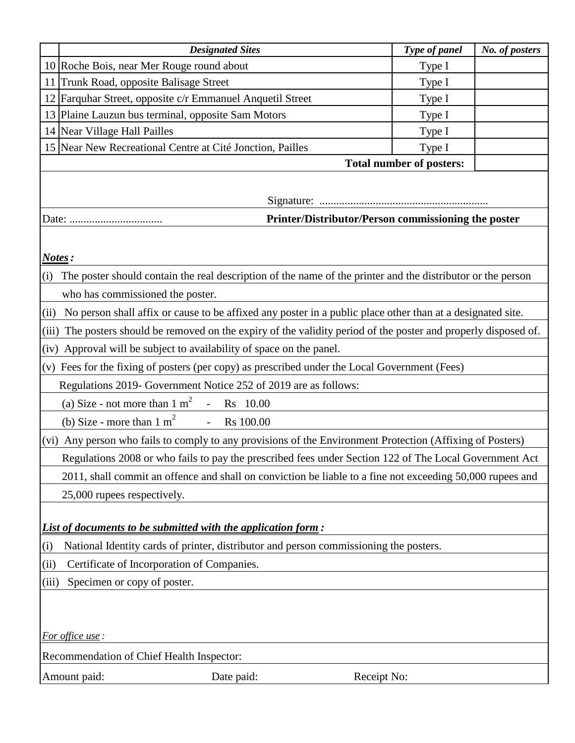| | *Designated Sites* | *Type of panel* | *No. of posters* |
|---|---|---|---|
| 10 | Roche Bois, near Mer Rouge round about | Type I | |
| 11 | Trunk Road, opposite Balisage Street | Type I | |
| 12 | Farquhar Street, opposite c/r Emmanuel Anquetil Street | Type I | |
| 13 | Plaine Lauzun bus terminal, opposite Sam Motors | Type I | |
| 14 | Near Village Hall Pailles | Type I | |
| 15 | Near New Recreational Centre at Cité Jonction, Pailles | Type I | |
| | | **Total number of posters:** | |

Signature: ............................................................

Date: .................................     **Printer/Distributor/Person commissioning the poster**

***Notes*:**

(i) The poster should contain the real description of the name of the printer and the distributor or the person who has commissioned the poster.

(ii) No person shall affix or cause to be affixed any poster in a public place other than at a designated site.

(iii) The posters should be removed on the expiry of the validity period of the poster and properly disposed of.

(iv) Approval will be subject to availability of space on the panel.

(v) Fees for the fixing of posters (per copy) as prescribed under the Local Government (Fees) Regulations 2019- Government Notice 252 of 2019 are as follows:

(a) Size - not more than 1 $m^2$ - Rs 10.00

(b) Size - more than 1 $m^2$ - Rs 100.00

(vi) Any person who fails to comply to any provisions of the Environment Protection (Affixing of Posters) Regulations 2008 or who fails to pay the prescribed fees under Section 122 of The Local Government Act 2011, shall commit an offence and shall on conviction be liable to a fine not exceeding 50,000 rupees and 25,000 rupees respectively.

***List of documents to be submitted with the application form*:**

(i) National Identity cards of printer, distributor and person commissioning the posters.

(ii) Certificate of Incorporation of Companies.

(iii) Specimen or copy of poster.

*For office use:*

Recommendation of Chief Health Inspector:

Amount paid:     Date paid:     Receipt No: